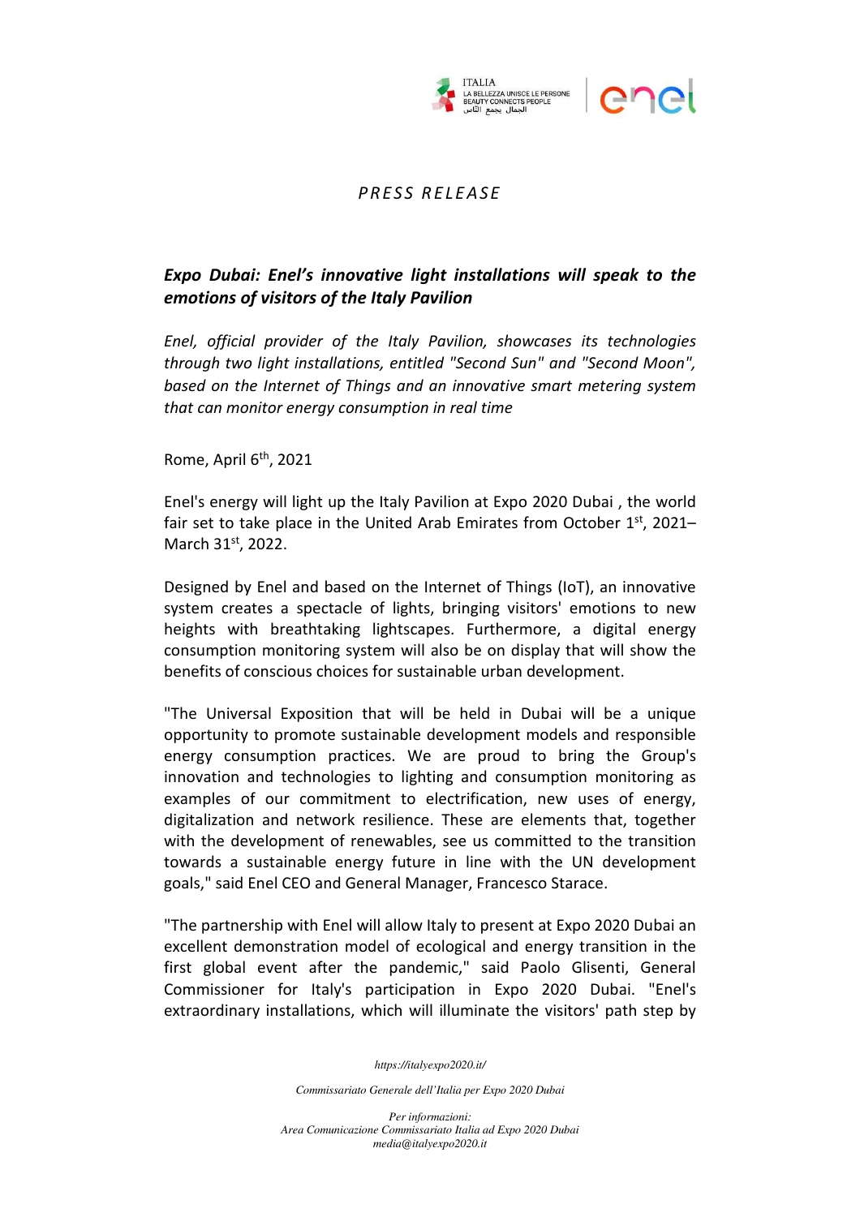*PRESS RELEASE*

## ***Expo Dubai: Enel's innovative light installations will speak to the emotions of visitors of the Italy Pavilion***

*Enel, official provider of the Italy Pavilion, showcases its technologies through two light installations, entitled "Second Sun" and "Second Moon", based on the Internet of Things and an innovative smart metering system that can monitor energy consumption in real time*

Rome, April 6th, 2021

Enel's energy will light up the Italy Pavilion at Expo 2020 Dubai , the world fair set to take place in the United Arab Emirates from October 1st, 2021–March 31st, 2022.

Designed by Enel and based on the Internet of Things (IoT), an innovative system creates a spectacle of lights, bringing visitors' emotions to new heights with breathtaking lightscapes. Furthermore, a digital energy consumption monitoring system will also be on display that will show the benefits of conscious choices for sustainable urban development.

"The Universal Exposition that will be held in Dubai will be a unique opportunity to promote sustainable development models and responsible energy consumption practices. We are proud to bring the Group's innovation and technologies to lighting and consumption monitoring as examples of our commitment to electrification, new uses of energy, digitalization and network resilience. These are elements that, together with the development of renewables, see us committed to the transition towards a sustainable energy future in line with the UN development goals," said Enel CEO and General Manager, Francesco Starace.

"The partnership with Enel will allow Italy to present at Expo 2020 Dubai an excellent demonstration model of ecological and energy transition in the first global event after the pandemic," said Paolo Glisenti, General Commissioner for Italy's participation in Expo 2020 Dubai. "Enel's extraordinary installations, which will illuminate the visitors' path step by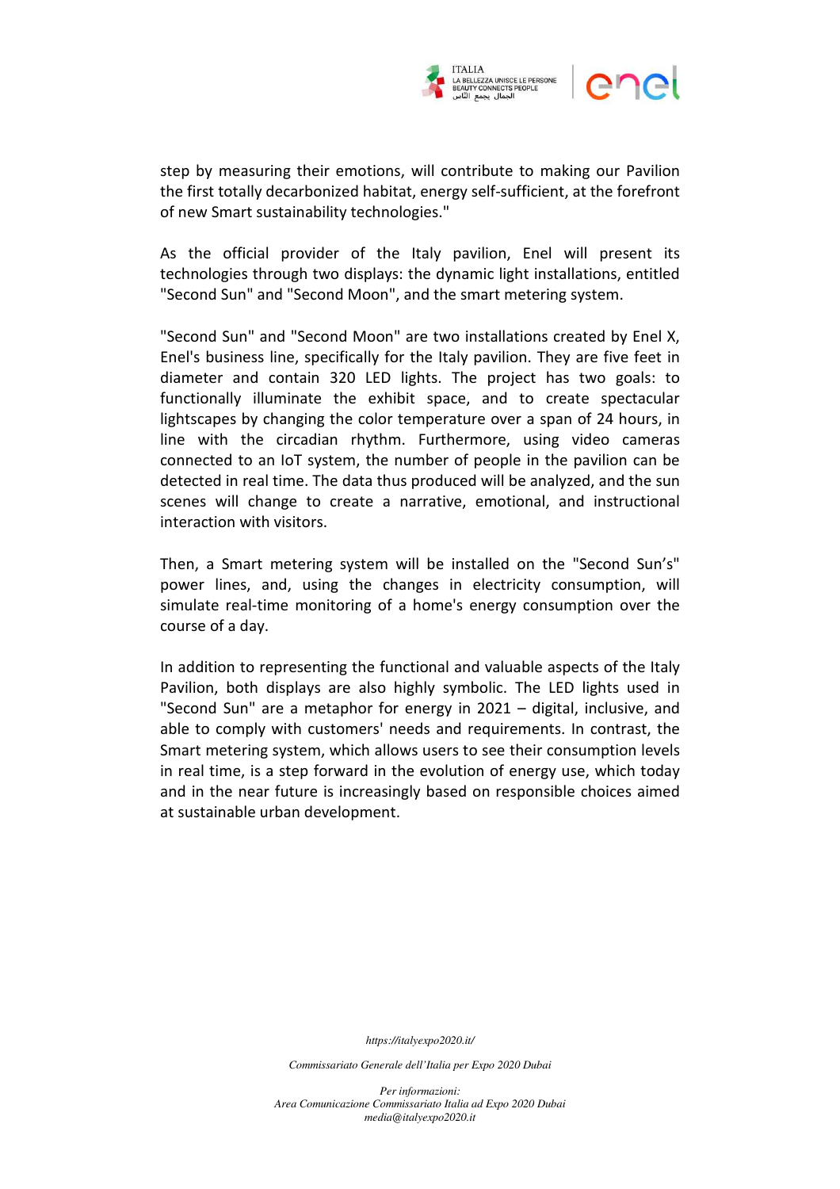step by measuring their emotions, will contribute to making our Pavilion the first totally decarbonized habitat, energy self-sufficient, at the forefront of new Smart sustainability technologies."

As the official provider of the Italy pavilion, Enel will present its technologies through two displays: the dynamic light installations, entitled "Second Sun" and "Second Moon", and the smart metering system.

"Second Sun" and "Second Moon" are two installations created by Enel X, Enel's business line, specifically for the Italy pavilion. They are five feet in diameter and contain 320 LED lights. The project has two goals: to functionally illuminate the exhibit space, and to create spectacular lightscapes by changing the color temperature over a span of 24 hours, in line with the circadian rhythm. Furthermore, using video cameras connected to an IoT system, the number of people in the pavilion can be detected in real time. The data thus produced will be analyzed, and the sun scenes will change to create a narrative, emotional, and instructional interaction with visitors.

Then, a Smart metering system will be installed on the "Second Sun's" power lines, and, using the changes in electricity consumption, will simulate real-time monitoring of a home's energy consumption over the course of a day.

In addition to representing the functional and valuable aspects of the Italy Pavilion, both displays are also highly symbolic. The LED lights used in "Second Sun" are a metaphor for energy in 2021 – digital, inclusive, and able to comply with customers' needs and requirements. In contrast, the Smart metering system, which allows users to see their consumption levels in real time, is a step forward in the evolution of energy use, which today and in the near future is increasingly based on responsible choices aimed at sustainable urban development.